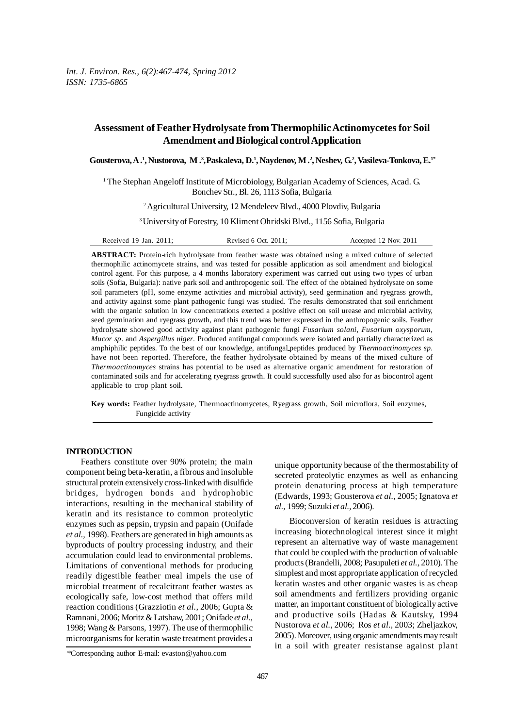# Assessment of Feather Hydrolysate from Thermophilic Actinomycetes for Soil Amendment and Biological control Application

**Gousterova, A.[1], Nustorova, M.[3], Paskaleva, D.[1], Naydenov, M.[2], Neshev, G.[2], Vasileva-Tonkova, E.[1*]**

[1] The Stephan Angeloff Institute of Microbiology, Bulgarian Academy of Sciences, Acad. G. Bonchev Str., Bl. 26, 1113 Sofia, Bulgaria

[2] Agricultural University, 12 Mendeleev Blvd., 4000 Plovdiv, Bulgaria

[3] University of Forestry, 10 Kliment Ohridski Blvd., 1156 Sofia, Bulgaria

Received 19 Jan. 2011; Revised 6 Oct. 2011; Accepted 12 Nov. 2011

**ABSTRACT:** Protein-rich hydrolysate from feather waste was obtained using a mixed culture of selected thermophilic actinomycete strains, and was tested for possible application as soil amendment and biological control agent. For this purpose, a 4 months laboratory experiment was carried out using two types of urban soils (Sofia, Bulgaria): native park soil and anthropogenic soil. The effect of the obtained hydrolysate on some soil parameters (pH, some enzyme activities and microbial activity), seed germination and ryegrass growth, and activity against some plant pathogenic fungi was studied. The results demonstrated that soil enrichment with the organic solution in low concentrations exerted a positive effect on soil urease and microbial activity, seed germination and ryegrass growth, and this trend was better expressed in the anthropogenic soils. Feather hydrolysate showed good activity against plant pathogenic fungi *Fusarium solani*, *Fusarium oxysporum*, *Mucor sp*. and *Aspergillus niger*. Produced antifungal compounds were isolated and partially characterized as amphiphilic peptides. To the best of our knowledge, antifungal peptides produced by *Thermoactinomyces sp*. have not been reported. Therefore, the feather hydrolysate obtained by means of the mixed culture of *Thermoactinomyces* strains has potential to be used as alternative organic amendment for restoration of contaminated soils and for accelerating ryegrass growth. It could successfully used also for as biocontrol agent applicable to crop plant soil.

**Key words:** Feather hydrolysate, Thermoactinomycetes, Ryegrass growth, Soil microflora, Soil enzymes, Fungicide activity

## INTRODUCTION

Feathers constitute over 90% protein; the main component being beta-keratin, a fibrous and insoluble structural protein extensively cross-linked with disulfide bridges, hydrogen bonds and hydrophobic interactions, resulting in the mechanical stability of keratin and its resistance to common proteolytic enzymes such as pepsin, trypsin and papain (Onifade *et al.,* 1998). Feathers are generated in high amounts as byproducts of poultry processing industry, and their accumulation could lead to environmental problems. Limitations of conventional methods for producing readily digestible feather meal impels the use of microbial treatment of recalcitrant feather wastes as ecologically safe, low-cost method that offers mild reaction conditions (Grazziotin *et al.,* 2006; Gupta & Ramnani, 2006; Moritz & Latshaw, 2001; Onifade *et al.,* 1998; Wang & Parsons, 1997). The use of thermophilic microorganisms for keratin waste treatment provides a unique opportunity because of the thermostability of secreted proteolytic enzymes as well as enhancing protein denaturing process at high temperature (Edwards, 1993; Gousterova *et al.,* 2005; Ignatova *et al.,* 1999; Suzuki *et al.,* 2006).

Bioconversion of keratin residues is attracting increasing biotechnological interest since it might represent an alternative way of waste management that could be coupled with the production of valuable products (Brandelli, 2008; Pasupuleti *et al.,* 2010). The simplest and most appropriate application of recycled keratin wastes and other organic wastes is as cheap soil amendments and fertilizers providing organic matter, an important constituent of biologically active and productive soils (Hadas & Kautsky, 1994 Nustorova *et al.,* 2006; Ros *et al.,* 2003; Zheljazkov, 2005). Moreover, using organic amendments may result in a soil with greater resistanse against plant

*Corresponding author E-mail: evaston@yahoo.com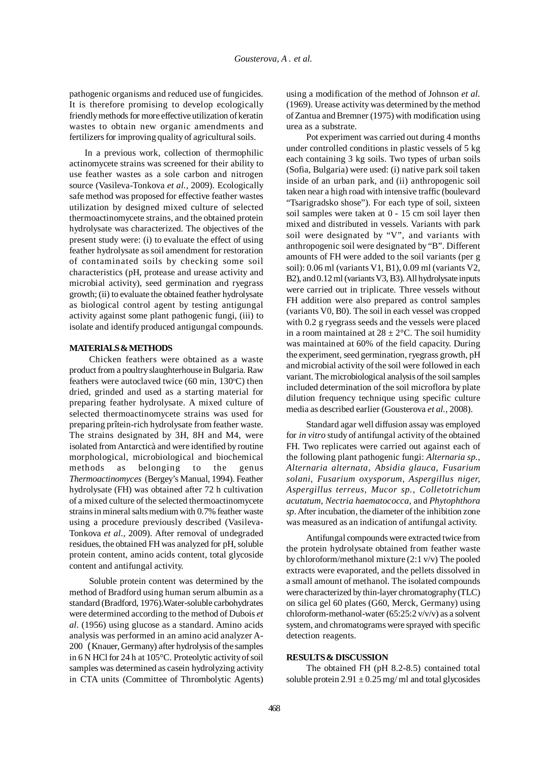pathogenic organisms and reduced use of fungicides. It is therefore promising to develop ecologically friendly methods for more effective utilization of keratin wastes to obtain new organic amendments and fertilizers for improving quality of agricultural soils.

In a previous work, collection of thermophilic actinomycete strains was screened for their ability to use feather wastes as a sole carbon and nitrogen source (Vasileva-Tonkova *et al.*, 2009). Ecologically safe method was proposed for effective feather wastes utilization by designed mixed culture of selected thermoactinomycete strains, and the obtained protein hydrolysate was characterized. The objectives of the present study were: (i) to evaluate the effect of using feather hydrolysate as soil amendment for restoration of contaminated soils by checking some soil characteristics (pH, protease and urease activity and microbial activity), seed germination and ryegrass growth; (ii) to evaluate the obtained feather hydrolysate as biological control agent by testing antigungal activity against some plant pathogenic fungi, (iii) to isolate and identify produced antigungal compounds.

## MATERIALS & METHODS

Chicken feathers were obtained as a waste product from a poultry slaughterhouse in Bulgaria. Raw feathers were autoclaved twice (60 min, 130°C) then dried, grinded and used as a starting material for preparing feather hydrolysate. A mixed culture of selected thermoactinomycete strains was used for preparing prîtein-rich hydrolysate from feather waste. The strains designated by 3H, 8H and M4, were isolated from Antarcticà and were identified by routine morphological, microbiological and biochemical methods as belonging to the genus *Thermoactinomyces* (Bergey's Manual, 1994). Feather hydrolysate (FH) was obtained after 72 h cultivation of a mixed culture of the selected thermoactinomycete strains in mineral salts medium with 0.7% feather waste using a procedure previously described (Vasileva-Tonkova *et al.*, 2009). After removal of undegraded residues, the obtained FH was analyzed for pH, soluble protein content, amino acids content, total glycoside content and antifungal activity.

Soluble protein content was determined by the method of Bradford using human serum albumin as a standard (Bradford, 1976).Water-soluble carbohydrates were determined according to the method of Dubois *et al*. (1956) using glucose as a standard. Amino acids analysis was performed in an amino acid analyzer A-200 (Knauer, Germany) after hydrolysis of the samples in 6 N HCl for 24 h at 105°C. Proteolytic activity of soil samples was determined as casein hydrolyzing activity in CTA units (Committee of Thrombolytic Agents) using a modification of the method of Johnson *et al.* (1969). Urease activity was determined by the method of Zantua and Bremner (1975) with modification using urea as a substrate.

Pot experiment was carried out during 4 months under controlled conditions in plastic vessels of 5 kg each containing 3 kg soils. Two types of urban soils (Sofia, Bulgaria) were used: (i) native park soil taken inside of an urban park, and (ii) anthropogenic soil taken near a high road with intensive traffic (boulevard "Tsarigradsko shose"). For each type of soil, sixteen soil samples were taken at 0 - 15 cm soil layer then mixed and distributed in vessels. Variants with park soil were designated by "V", and variants with anthropogenic soil were designated by "B". Different amounts of FH were added to the soil variants (per g soil): 0.06 ml (variants V1, B1), 0.09 ml (variants V2, B2), and 0.12 ml (variants V3, B3). All hydrolysate inputs were carried out in triplicate. Three vessels without FH addition were also prepared as control samples (variants V0, B0). The soil in each vessel was cropped with 0.2 g ryegrass seeds and the vessels were placed in a room maintained at $28 \pm 2$°C. The soil humidity was maintained at 60% of the field capacity. During the experiment, seed germination, ryegrass growth, pH and microbial activity of the soil were followed in each variant. The microbiological analysis of the soil samples included determination of the soil microflora by plate dilution frequency technique using specific culture media as described earlier (Gousterova *et al.*, 2008).

Standard agar well diffusion assay was employed for *in vitro* study of antifungal activity of the obtained FH. Two replicates were carried out against each of the following plant pathogenic fungi: *Alternaria sp., Alternaria alternata, Absidia glauca, Fusarium solani, Fusarium oxysporum, Aspergillus niger, Aspergillus terreus, Mucor sp., Colletotrichum acutatum, Nectria haematococca,* and *Phytophthora sp*. After incubation, the diameter of the inhibition zone was measured as an indication of antifungal activity.

Antifungal compounds were extracted twice from the protein hydrolysate obtained from feather waste by chloroform/methanol mixture (2:1 v/v) The pooled extracts were evaporated, and the pellets dissolved in a small amount of methanol. The isolated compounds were characterized by thin-layer chromatography (TLC) on silica gel 60 plates (G60, Merck, Germany) using chloroform-methanol-water (65:25:2 v/v/v) as a solvent system, and chromatograms were sprayed with specific detection reagents.

## RESULTS & DISCUSSION

The obtained FH (pH 8.2-8.5) contained total soluble protein $2.91 \pm 0.25$ mg/ ml and total glycosides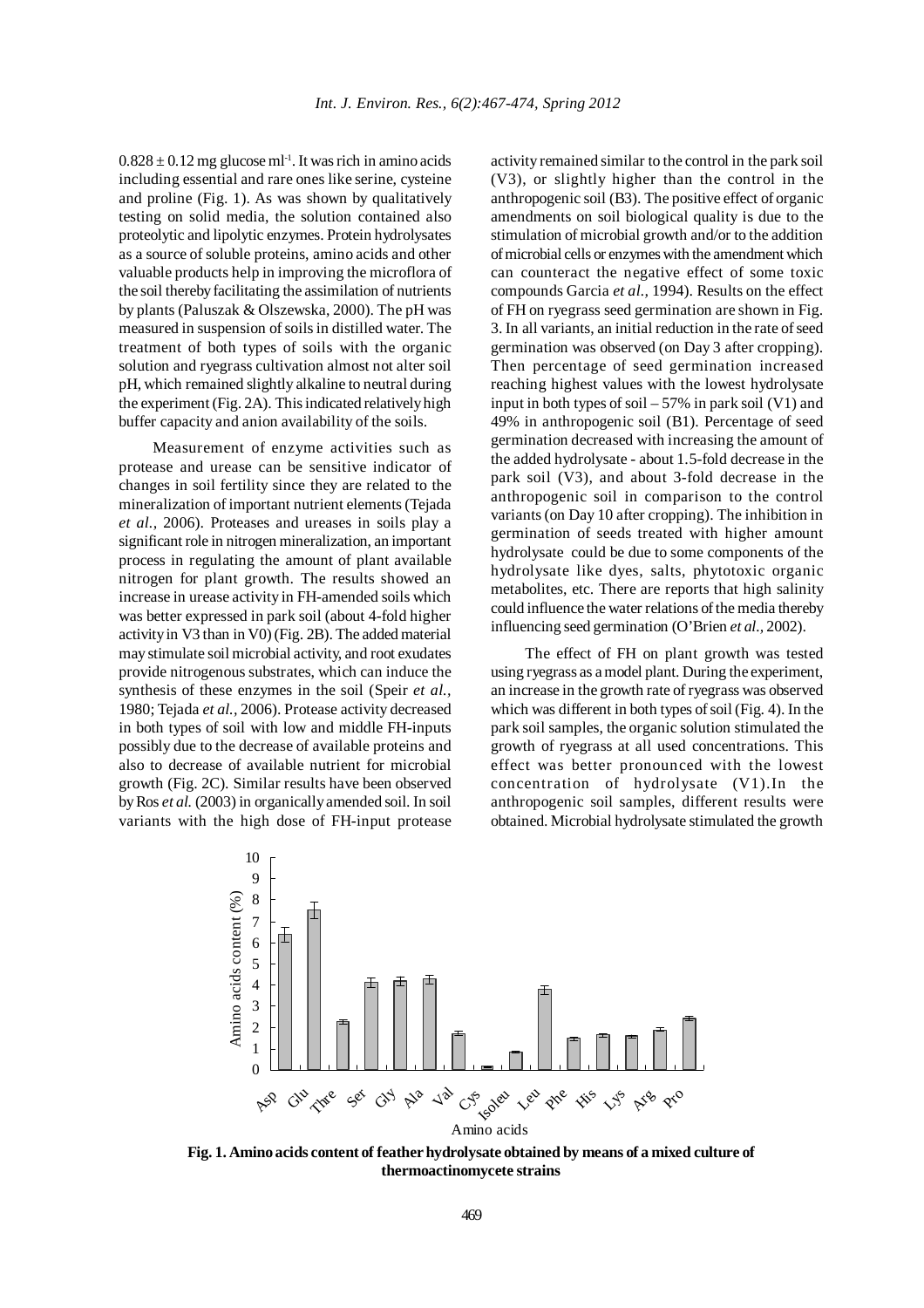$0.828 \pm 0.12$ mg glucose ml$^{-1}$. It was rich in amino acids including essential and rare ones like serine, cysteine and proline (Fig. 1). As was shown by qualitatively testing on solid media, the solution contained also proteolytic and lipolytic enzymes. Protein hydrolysates as a source of soluble proteins, amino acids and other valuable products help in improving the microflora of the soil thereby facilitating the assimilation of nutrients by plants (Paluszak & Olszewska, 2000). The pH was measured in suspension of soils in distilled water. The treatment of both types of soils with the organic solution and ryegrass cultivation almost not alter soil pH, which remained slightly alkaline to neutral during the experiment (Fig. 2A). This indicated relatively high buffer capacity and anion availability of the soils.

Measurement of enzyme activities such as protease and urease can be sensitive indicator of changes in soil fertility since they are related to the mineralization of important nutrient elements (Tejada *et al.*, 2006). Proteases and ureases in soils play a significant role in nitrogen mineralization, an important process in regulating the amount of plant available nitrogen for plant growth. The results showed an increase in urease activity in FH-amended soils which was better expressed in park soil (about 4-fold higher activity in V3 than in V0) (Fig. 2B). The added material may stimulate soil microbial activity, and root exudates provide nitrogenous substrates, which can induce the synthesis of these enzymes in the soil (Speir *et al.*, 1980; Tejada *et al.*, 2006). Protease activity decreased in both types of soil with low and middle FH-inputs possibly due to the decrease of available proteins and also to decrease of available nutrient for microbial growth (Fig. 2C). Similar results have been observed by Ros *et al.* (2003) in organically amended soil. In soil variants with the high dose of FH-input protease activity remained similar to the control in the park soil (V3), or slightly higher than the control in the anthropogenic soil (B3). The positive effect of organic amendments on soil biological quality is due to the stimulation of microbial growth and/or to the addition of microbial cells or enzymes with the amendment which can counteract the negative effect of some toxic compounds Garcia *et al.*, 1994). Results on the effect of FH on ryegrass seed germination are shown in Fig. 3. In all variants, an initial reduction in the rate of seed germination was observed (on Day 3 after cropping). Then percentage of seed germination increased reaching highest values with the lowest hydrolysate input in both types of soil – 57% in park soil (V1) and 49% in anthropogenic soil (B1). Percentage of seed germination decreased with increasing the amount of the added hydrolysate - about 1.5-fold decrease in the park soil (V3), and about 3-fold decrease in the anthropogenic soil in comparison to the control variants (on Day 10 after cropping). The inhibition in germination of seeds treated with higher amount hydrolysate could be due to some components of the hydrolysate like dyes, salts, phytotoxic organic metabolites, etc. There are reports that high salinity could influence the water relations of the media thereby influencing seed germination (O'Brien *et al.*, 2002).

The effect of FH on plant growth was tested using ryegrass as a model plant. During the experiment, an increase in the growth rate of ryegrass was observed which was different in both types of soil (Fig. 4). In the park soil samples, the organic solution stimulated the growth of ryegrass at all used concentrations. This effect was better pronounced with the lowest concentration of hydrolysate (V1).In the anthropogenic soil samples, different results were obtained. Microbial hydrolysate stimulated the growth

**Fig. 1. Amino acids content of feather hydrolysate obtained by means of a mixed culture of thermoactinomycete strains**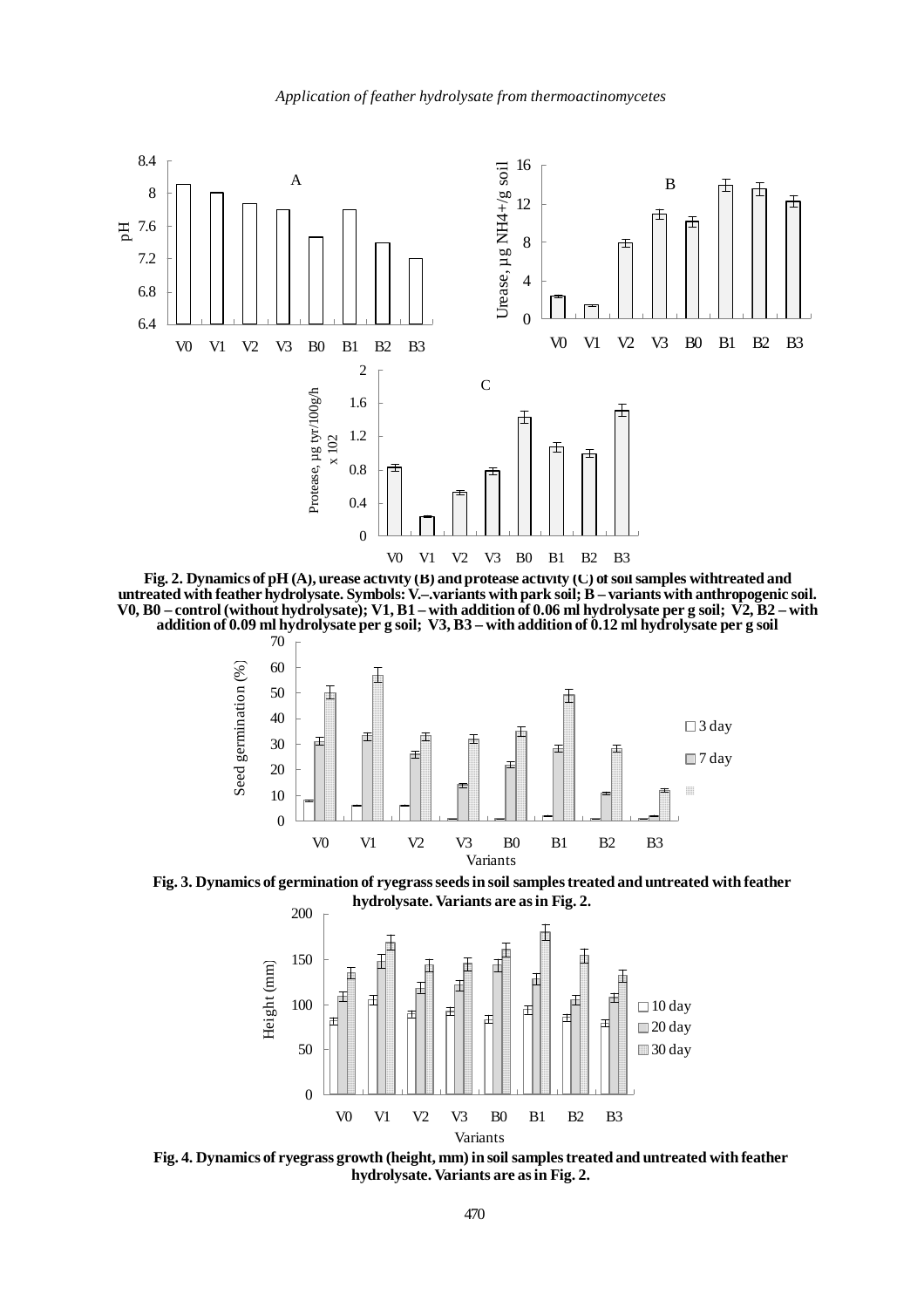Fig. 2. Dynamics of pH (A), urease activity (B) and protease activity (C) of soil samples withtreated and untreated with feather hydrolysate. Symbols: V.–.variants with park soil; B – variants with anthropogenic soil. V0, B0 – control (without hydrolysate); V1, B1 – with addition of 0.06 ml hydrolysate per g soil; V2, B2 – with addition of 0.09 ml hydrolysate per g soil; V3, B3 – with addition of 0.12 ml hydrolysate per g soil

Fig. 3. Dynamics of germination of ryegrass seeds in soil samples treated and untreated with feather hydrolysate. Variants are as in Fig. 2.

Fig. 4. Dynamics of ryegrass growth (height, mm) in soil samples treated and untreated with feather hydrolysate. Variants are as in Fig. 2.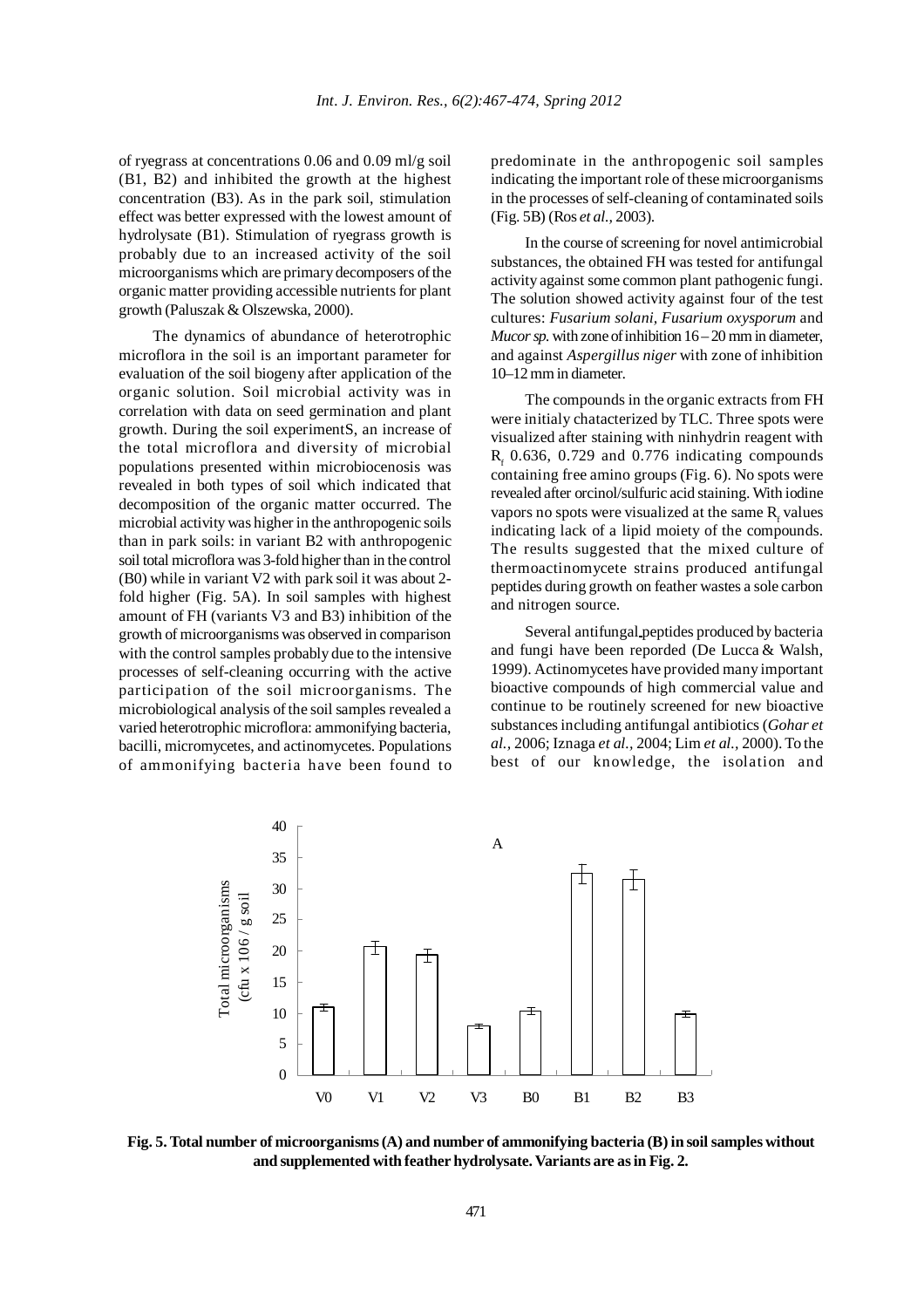of ryegrass at concentrations 0.06 and 0.09 ml/g soil (B1, B2) and inhibited the growth at the highest concentration (B3). As in the park soil, stimulation effect was better expressed with the lowest amount of hydrolysate (B1). Stimulation of ryegrass growth is probably due to an increased activity of the soil microorganisms which are primary decomposers of the organic matter providing accessible nutrients for plant growth (Paluszak & Olszewska, 2000).

The dynamics of abundance of heterotrophic microflora in the soil is an important parameter for evaluation of the soil biogeny after application of the organic solution. Soil microbial activity was in correlation with data on seed germination and plant growth. During the soil experimentS, an increase of the total microflora and diversity of microbial populations presented within microbiocenosis was revealed in both types of soil which indicated that decomposition of the organic matter occurred. The microbial activity was higher in the anthropogenic soils than in park soils: in variant B2 with anthropogenic soil total microflora was 3-fold higher than in the control (B0) while in variant V2 with park soil it was about 2-fold higher (Fig. 5A). In soil samples with highest amount of FH (variants V3 and B3) inhibition of the growth of microorganisms was observed in comparison with the control samples probably due to the intensive processes of self-cleaning occurring with the active participation of the soil microorganisms. The microbiological analysis of the soil samples revealed a varied heterotrophic microflora: ammonifying bacteria, bacilli, micromycetes, and actinomycetes. Populations of ammonifying bacteria have been found to predominate in the anthropogenic soil samples indicating the important role of these microorganisms in the processes of self-cleaning of contaminated soils (Fig. 5B) (Ros *et al.*, 2003).

In the course of screening for novel antimicrobial substances, the obtained FH was tested for antifungal activity against some common plant pathogenic fungi. The solution showed activity against four of the test cultures: *Fusarium solani*, *Fusarium oxysporum* and *Mucor sp.* with zone of inhibition 16 – 20 mm in diameter, and against *Aspergillus niger* with zone of inhibition 10–12 mm in diameter.

The compounds in the organic extracts from FH were initialy chatacterized by TLC. Three spots were visualized after staining with ninhydrin reagent with $R_f$ 0.636, 0.729 and 0.776 indicating compounds containing free amino groups (Fig. 6). No spots were revealed after orcinol/sulfuric acid staining. With iodine vapors no spots were visualized at the same $R_f$ values indicating lack of a lipid moiety of the compounds. The results suggested that the mixed culture of thermoactinomycete strains produced antifungal peptides during growth on feather wastes a sole carbon and nitrogen source.

Several antifungal peptides produced by bacteria and fungi have been reporded (De Lucca & Walsh, 1999). Actinomycetes have provided many important bioactive compounds of high commercial value and continue to be routinely screened for new bioactive substances including antifungal antibiotics (*Gohar et al.,* 2006; Iznaga *et al.,* 2004; Lim *et al.,* 2000). To the best of our knowledge, the isolation and

**Fig. 5. Total number of microorganisms (A) and number of ammonifying bacteria (B) in soil samples without and supplemented with feather hydrolysate. Variants are as in Fig. 2.**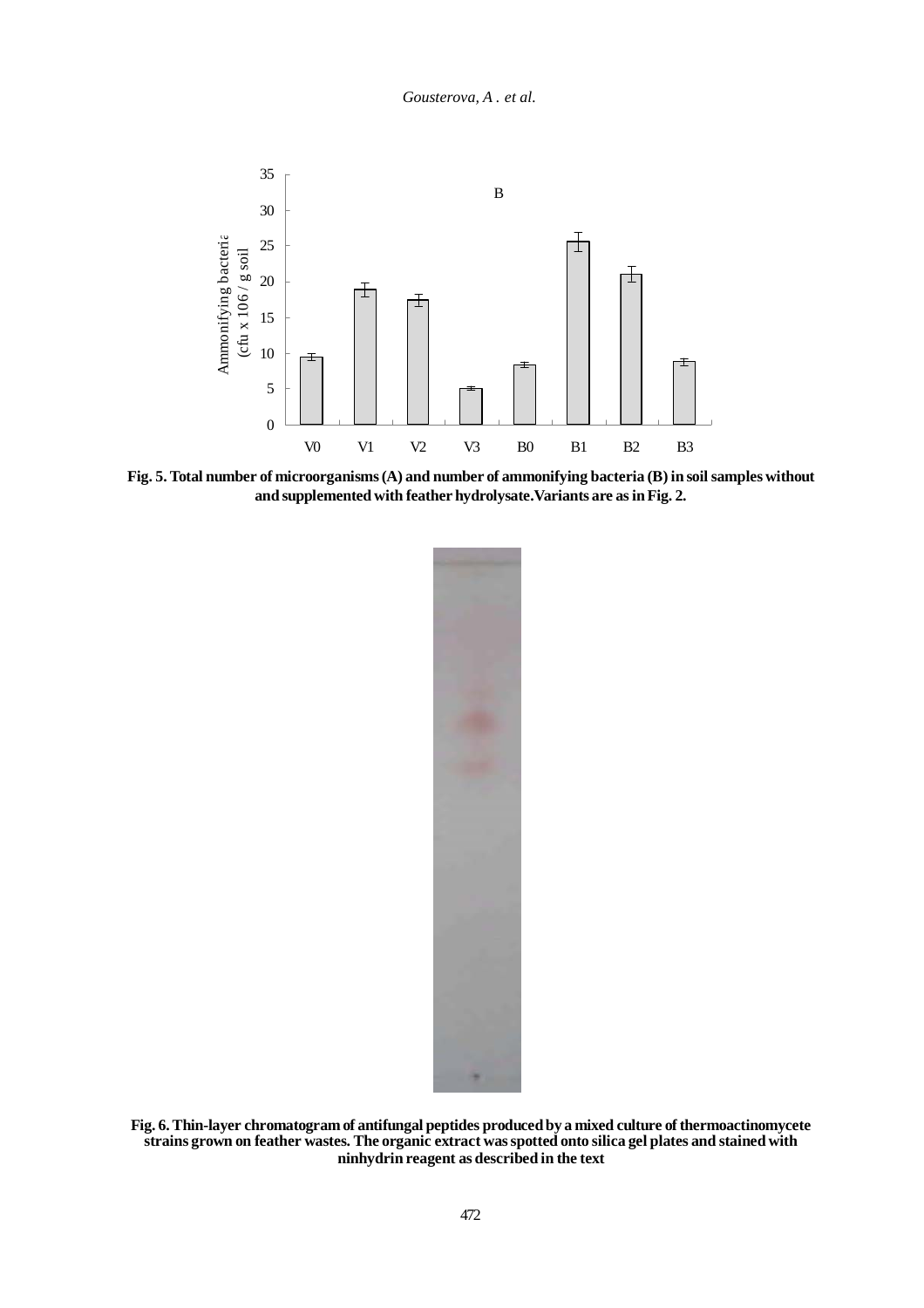**Fig. 5. Total number of microorganisms (A) and number of ammonifying bacteria (B) in soil samples without and supplemented with feather hydrolysate. Variants are as in Fig. 2.**

**Fig. 6. Thin-layer chromatogram of antifungal peptides produced by a mixed culture of thermoactinomycete strains grown on feather wastes. The organic extract was spotted onto silica gel plates and stained with ninhydrin reagent as described in the text**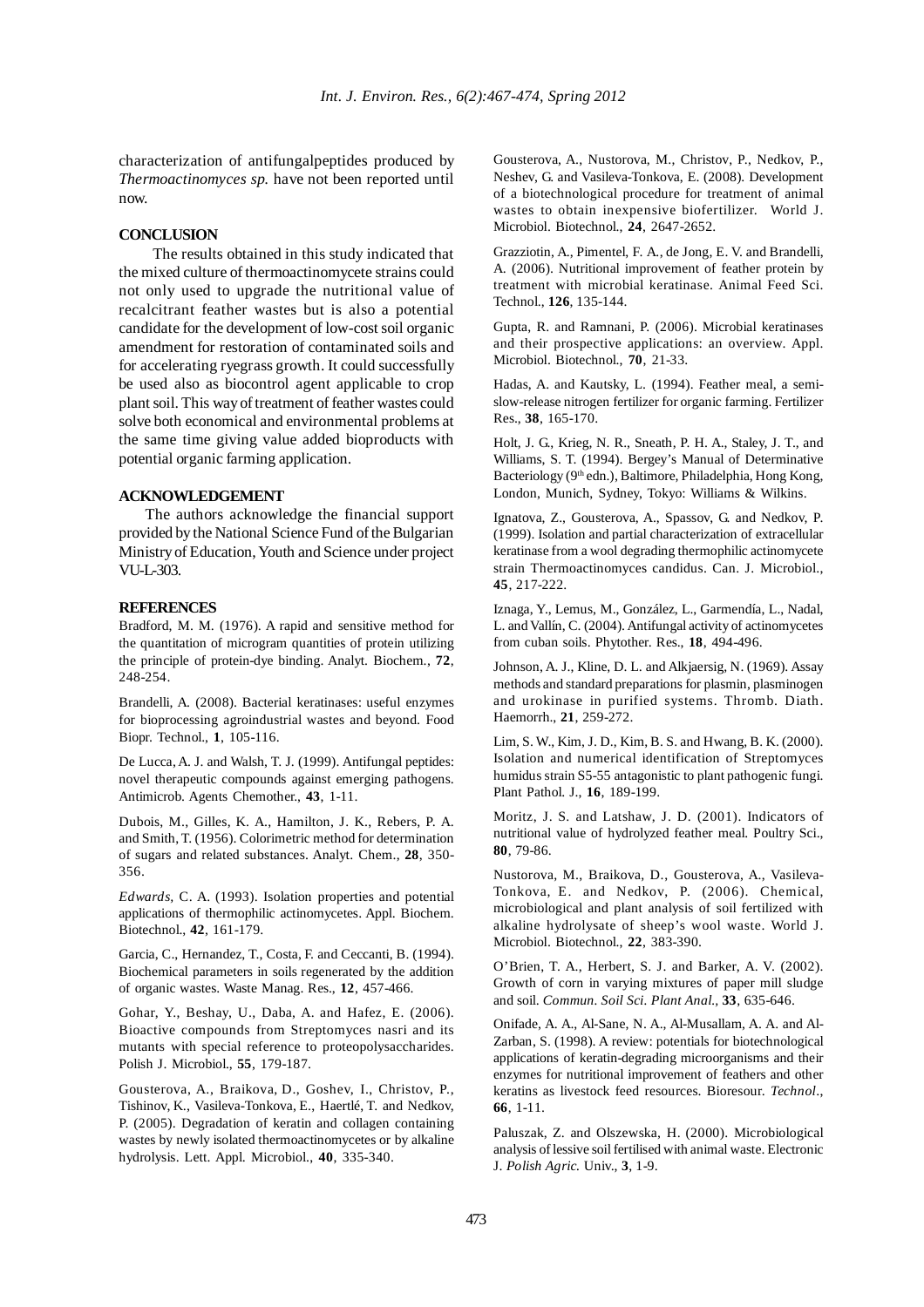characterization of antifungalpeptides produced by *Thermoactinomyces sp.* have not been reported until now.

## CONCLUSION

The results obtained in this study indicated that the mixed culture of thermoactinomycete strains could not only used to upgrade the nutritional value of recalcitrant feather wastes but is also a potential candidate for the development of low-cost soil organic amendment for restoration of contaminated soils and for accelerating ryegrass growth. It could successfully be used also as biocontrol agent applicable to crop plant soil. This way of treatment of feather wastes could solve both economical and environmental problems at the same time giving value added bioproducts with potential organic farming application.

## ACKNOWLEDGEMENT

The authors acknowledge the financial support provided by the National Science Fund of the Bulgarian Ministry of Education, Youth and Science under project VU-L-303.

## REFERENCES

Bradford, M. M. (1976). A rapid and sensitive method for the quantitation of microgram quantities of protein utilizing the principle of protein-dye binding. Analyt. Biochem., **72**, 248-254.

Brandelli, A. (2008). Bacterial keratinases: useful enzymes for bioprocessing agroindustrial wastes and beyond. Food Biopr. Technol., **1**, 105-116.

De Lucca, A. J. and Walsh, T. J. (1999). Antifungal peptides: novel therapeutic compounds against emerging pathogens. Antimicrob. Agents Chemother., **43**, 1-11.

Dubois, M., Gilles, K. A., Hamilton, J. K., Rebers, P. A. and Smith, T. (1956). Colorimetric method for determination of sugars and related substances. Analyt. Chem., **28**, 350-356.

*Edwards*, C. A. (1993). Isolation properties and potential applications of thermophilic actinomycetes. Appl. Biochem. Biotechnol., **42**, 161-179.

Garcia, C., Hernandez, T., Costa, F. and Ceccanti, B. (1994). Biochemical parameters in soils regenerated by the addition of organic wastes. Waste Manag. Res., **12**, 457-466.

Gohar, Y., Beshay, U., Daba, A. and Hafez, E. (2006). Bioactive compounds from Streptomyces nasri and its mutants with special reference to proteopolysaccharides. Polish J. Microbiol., **55**, 179-187.

Gousterova, A., Braikova, D., Goshev, I., Christov, P., Tishinov, K., Vasileva-Tonkova, E., Haertlé, T. and Nedkov, P. (2005). Degradation of keratin and collagen containing wastes by newly isolated thermoactinomycetes or by alkaline hydrolysis. Lett. Appl. Microbiol., **40**, 335-340.

Gousterova, A., Nustorova, M., Christov, P., Nedkov, P., Neshev, G. and Vasileva-Tonkova, E. (2008). Development of a biotechnological procedure for treatment of animal wastes to obtain inexpensive biofertilizer. World J. Microbiol. Biotechnol., **24**, 2647-2652.

Grazziotin, A., Pimentel, F. A., de Jong, E. V. and Brandelli, A. (2006). Nutritional improvement of feather protein by treatment with microbial keratinase. Animal Feed Sci. Technol., **126**, 135-144.

Gupta, R. and Ramnani, P. (2006). Microbial keratinases and their prospective applications: an overview. Appl. Microbiol. Biotechnol., **70**, 21-33.

Hadas, A. and Kautsky, L. (1994). Feather meal, a semi-slow-release nitrogen fertilizer for organic farming. Fertilizer Res., **38**, 165-170.

Holt, J. G., Krieg, N. R., Sneath, P. H. A., Staley, J. T., and Williams, S. T. (1994). Bergey's Manual of Determinative Bacteriology (9th edn.), Baltimore, Philadelphia, Hong Kong, London, Munich, Sydney, Tokyo: Williams & Wilkins.

Ignatova, Z., Gousterova, A., Spassov, G. and Nedkov, P. (1999). Isolation and partial characterization of extracellular keratinase from a wool degrading thermophilic actinomycete strain Thermoactinomyces candidus. Can. J. Microbiol., **45**, 217-222.

Iznaga, Y., Lemus, M., González, L., Garmendía, L., Nadal, L. and Vallín, C. (2004). Antifungal activity of actinomycetes from cuban soils. Phytother. Res., **18**, 494-496.

Johnson, A. J., Kline, D. L. and Alkjaersig, N. (1969). Assay methods and standard preparations for plasmin, plasminogen and urokinase in purified systems. Thromb. Diath. Haemorrh., **21**, 259-272.

Lim, S. W., Kim, J. D., Kim, B. S. and Hwang, B. K. (2000). Isolation and numerical identification of Streptomyces humidus strain S5-55 antagonistic to plant pathogenic fungi. Plant Pathol. J., **16**, 189-199.

Moritz, J. S. and Latshaw, J. D. (2001). Indicators of nutritional value of hydrolyzed feather meal. Poultry Sci., **80**, 79-86.

Nustorova, M., Braikova, D., Gousterova, A., Vasileva-Tonkova, E. and Nedkov, P. (2006). Chemical, microbiological and plant analysis of soil fertilized with alkaline hydrolysate of sheep's wool waste. World J. Microbiol. Biotechnol., **22**, 383-390.

O'Brien, T. A., Herbert, S. J. and Barker, A. V. (2002). Growth of corn in varying mixtures of paper mill sludge and soil. *Commun. Soil Sci. Plant Anal.*, **33**, 635-646.

Onifade, A. A., Al-Sane, N. A., Al-Musallam, A. A. and Al-Zarban, S. (1998). A review: potentials for biotechnological applications of keratin-degrading microorganisms and their enzymes for nutritional improvement of feathers and other keratins as livestock feed resources. Bioresour. *Technol*., **66**, 1-11.

Paluszak, Z. and Olszewska, H. (2000). Microbiological analysis of lessive soil fertilised with animal waste. Electronic J. *Polish Agric.* Univ., **3**, 1-9.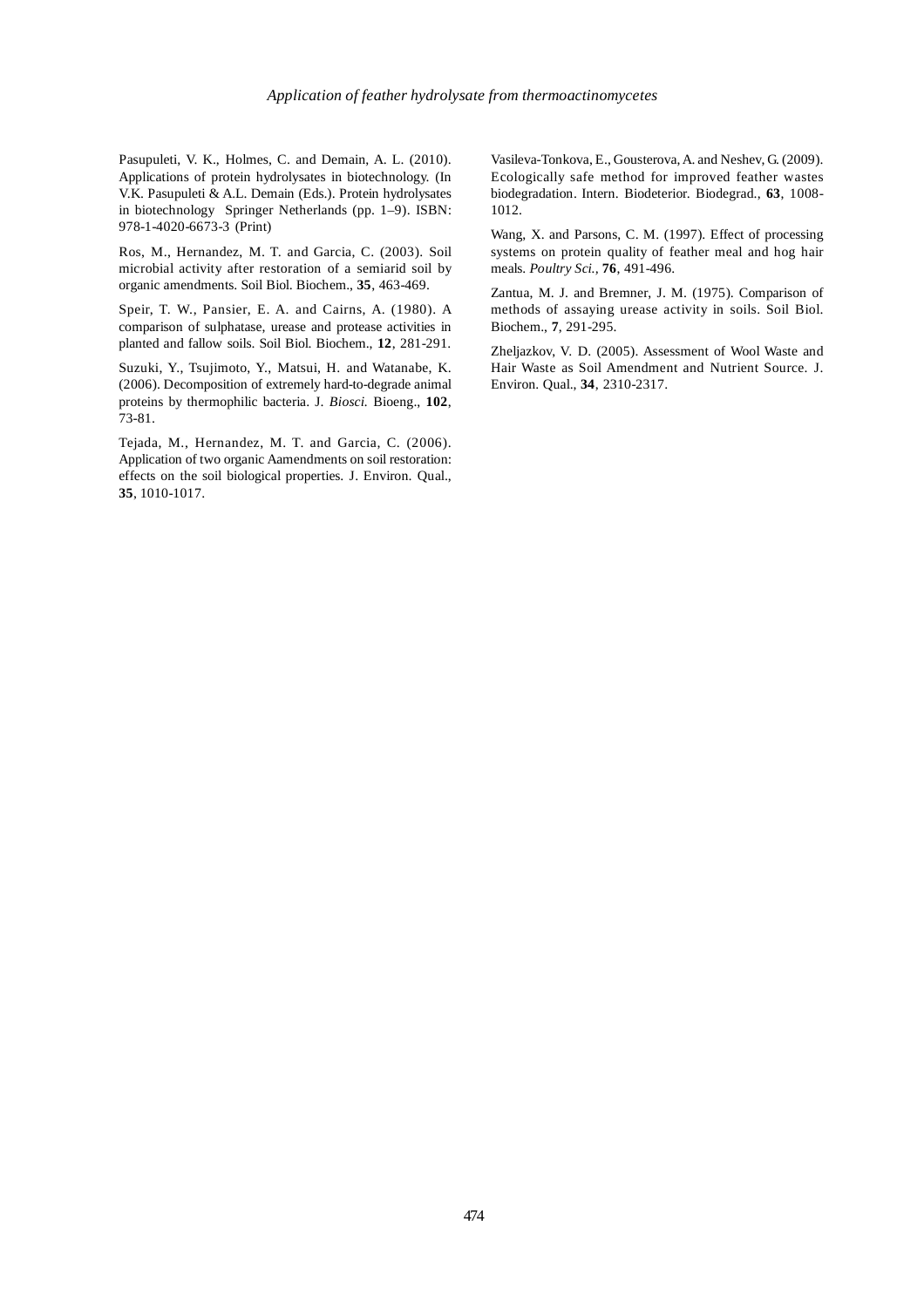Pasupuleti, V. K., Holmes, C. and Demain, A. L. (2010). Applications of protein hydrolysates in biotechnology. (In V.K. Pasupuleti & A.L. Demain (Eds.). Protein hydrolysates in biotechnology Springer Netherlands (pp. 1–9). ISBN: 978-1-4020-6673-3 (Print)

Ros, M., Hernandez, M. T. and Garcia, C. (2003). Soil microbial activity after restoration of a semiarid soil by organic amendments. Soil Biol. Biochem., **35**, 463-469.

Speir, T. W., Pansier, E. A. and Cairns, A. (1980). A comparison of sulphatase, urease and protease activities in planted and fallow soils. Soil Biol. Biochem., **12**, 281-291.

Suzuki, Y., Tsujimoto, Y., Matsui, H. and Watanabe, K. (2006). Decomposition of extremely hard-to-degrade animal proteins by thermophilic bacteria. J. *Biosci.* Bioeng., **102**, 73-81.

Tejada, M., Hernandez, M. T. and Garcia, C. (2006). Application of two organic Aamendments on soil restoration: effects on the soil biological properties. J. Environ. Qual., **35**, 1010-1017.

Vasileva-Tonkova, E., Gousterova, A. and Neshev, G. (2009). Ecologically safe method for improved feather wastes biodegradation. Intern. Biodeterior. Biodegrad., **63**, 1008-1012.

Wang, X. and Parsons, C. M. (1997). Effect of processing systems on protein quality of feather meal and hog hair meals. *Poultry Sci.*, **76**, 491-496.

Zantua, M. J. and Bremner, J. M. (1975). Comparison of methods of assaying urease activity in soils. Soil Biol. Biochem., **7**, 291-295.

Zheljazkov, V. D. (2005). Assessment of Wool Waste and Hair Waste as Soil Amendment and Nutrient Source. J. Environ. Qual., **34**, 2310-2317.